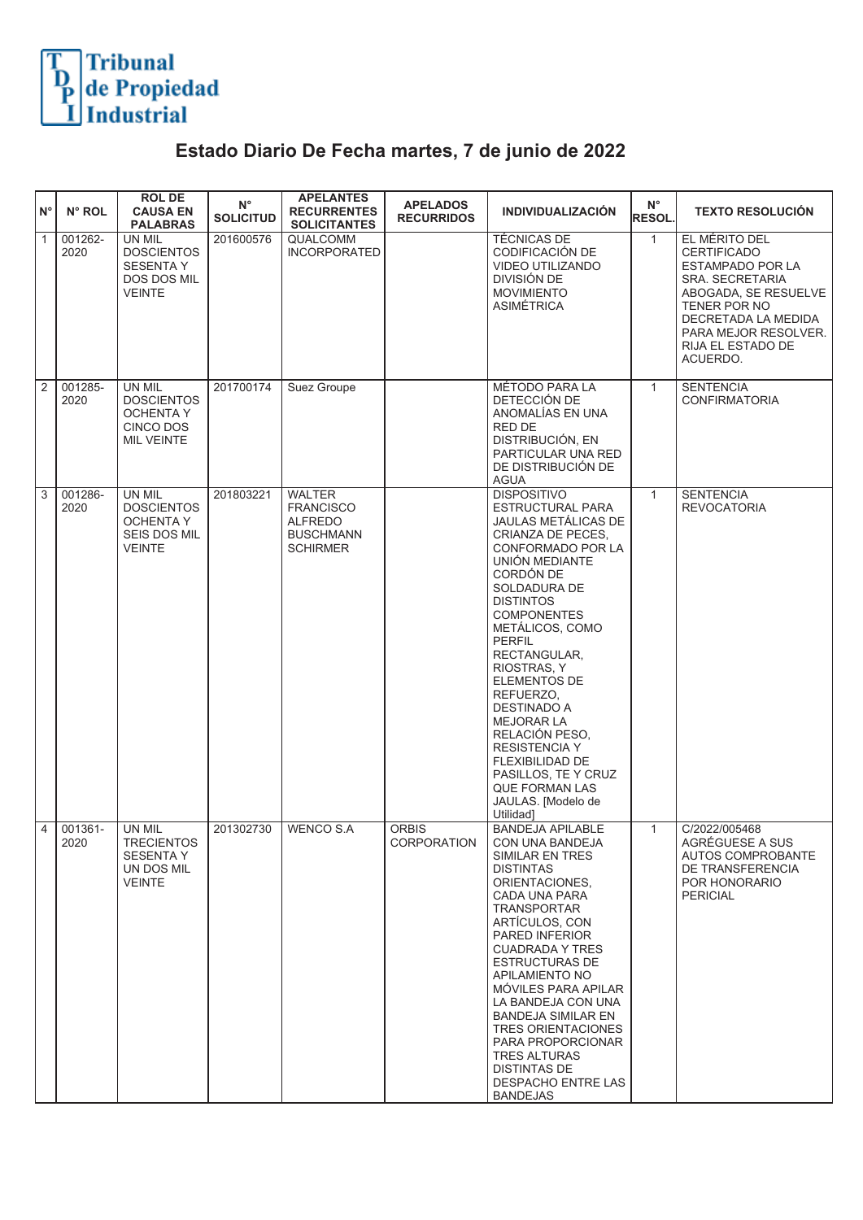Tribunal de Propiedad Industrial

# Estado Diario De Fecha martes, 7 de junio de 2022

| N° | N° ROL | ROL DE CAUSA EN PALABRAS | N° SOLICITUD | APELANTES RECURRENTES SOLICITANTES | APELADOS RECURRIDOS | INDIVIDUALIZACIÓN | N° RESOL. | TEXTO RESOLUCIÓN |
|---|---|---|---|---|---|---|---|---|
| 1 | 001262-2020 | UN MIL DOSCIENTOS SESENTA Y DOS DOS MIL VEINTE | 201600576 | QUALCOMM INCORPORATED | | TÉCNICAS DE CODIFICACIÓN DE VIDEO UTILIZANDO DIVISIÓN DE MOVIMIENTO ASIMÉTRICA | 1 | EL MÉRITO DEL CERTIFICADO ESTAMPADO POR LA SRA. SECRETARIA ABOGADA, SE RESUELVE TENER POR NO DECRETADA LA MEDIDA PARA MEJOR RESOLVER. RIJA EL ESTADO DE ACUERDO. |
| 2 | 001285-2020 | UN MIL DOSCIENTOS OCHENTA Y CINCO DOS MIL VEINTE | 201700174 | Suez Groupe | | MÉTODO PARA LA DETECCIÓN DE ANOMALÍAS EN UNA RED DE DISTRIBUCIÓN, EN PARTICULAR UNA RED DE DISTRIBUCIÓN DE AGUA | 1 | SENTENCIA CONFIRMATORIA |
| 3 | 001286-2020 | UN MIL DOSCIENTOS OCHENTA Y SEIS DOS MIL VEINTE | 201803221 | WALTER FRANCISCO ALFREDO BUSCHMANN SCHIRMER | | DISPOSITIVO ESTRUCTURAL PARA JAULAS METÁLICAS DE CRIANZA DE PECES, CONFORMADO POR LA UNIÓN MEDIANTE CORDÓN DE SOLDADURA DE DISTINTOS COMPONENTES METÁLICOS, COMO PERFIL RECTANGULAR, RIOSTRAS, Y ELEMENTOS DE REFUERZO, DESTINADO A MEJORAR LA RELACIÓN PESO, RESISTENCIA Y FLEXIBILIDAD DE PASILLOS, TE Y CRUZ QUE FORMAN LAS JAULAS. [Modelo de Utilidad] | 1 | SENTENCIA REVOCATORIA |
| 4 | 001361-2020 | UN MIL TRECIENTOS SESENTA Y UN DOS MIL VEINTE | 201302730 | WENCO S.A | ORBIS CORPORATION | BANDEJA APILABLE CON UNA BANDEJA SIMILAR EN TRES DISTINTAS ORIENTACIONES, CADA UNA PARA TRANSPORTAR ARTÍCULOS, CON PARED INFERIOR CUADRADA Y TRES ESTRUCTURAS DE APILAMIENTO NO MÓVILES PARA APILAR LA BANDEJA CON UNA BANDEJA SIMILAR EN TRES ORIENTACIONES PARA PROPORCIONAR TRES ALTURAS DISTINTAS DE DESPACHO ENTRE LAS BANDEJAS | 1 | C/2022/005468 AGRÉGUESE A SUS AUTOS COMPROBANTE DE TRANSFERENCIA POR HONORARIO PERICIAL |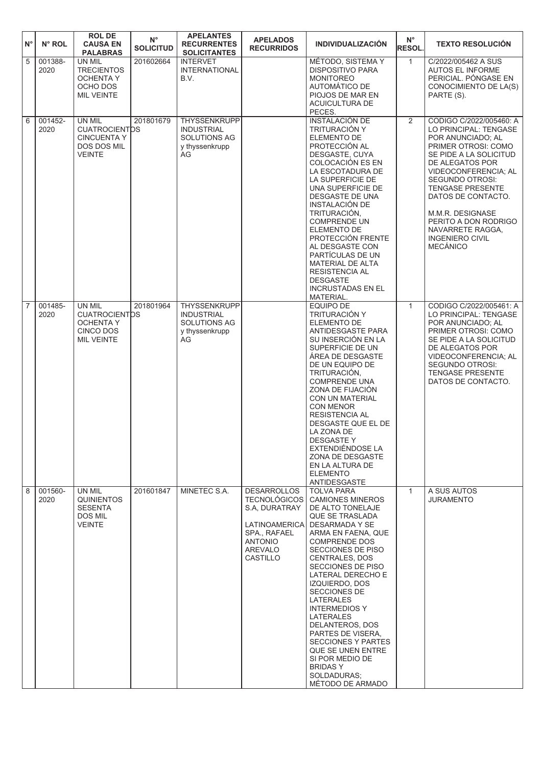| N° | N° ROL | ROL DE CAUSA EN PALABRAS | N° SOLICITUD | APELANTES RECURRENTES SOLICITANTES | APELADOS RECURRIDOS | INDIVIDUALIZACIÓN | N° RESOL. | TEXTO RESOLUCIÓN |
|---|---|---|---|---|---|---|---|---|
| 5 | 001388-2020 | UN MIL TRECIENTOS OCHENTA Y OCHO DOS MIL VEINTE | 201602664 | INTERVET INTERNATIONAL B.V. | | MÉTODO, SISTEMA Y DISPOSITIVO PARA MONITOREO AUTOMÁTICO DE PIOJOS DE MAR EN ACUICULTURA DE PECES. | 1 | C/2022/005462 A SUS AUTOS EL INFORME PERICIAL. PÓNGASE EN CONOCIMIENTO DE LA(S) PARTE (S). |
| 6 | 001452-2020 | UN MIL CUATROCIENTOS CINCUENTA Y DOS DOS MIL VEINTE | 201801679 | THYSSENKRUPP INDUSTRIAL SOLUTIONS AG y thyssenkrupp AG | | INSTALACIÓN DE TRITURACIÓN Y ELEMENTO DE PROTECCIÓN AL DESGASTE, CUYA COLOCACIÓN ES EN LA ESCOTADURA DE LA SUPERFICIE DE UNA SUPERFICIE DE DESGASTE DE UNA INSTALACIÓN DE TRITURACIÓN, COMPRENDE UN ELEMENTO DE PROTECCIÓN FRENTE AL DESGASTE CON PARTÍCULAS DE UN MATERIAL DE ALTA RESISTENCIA AL DESGASTE INCRUSTADAS EN EL MATERIAL. | 2 | CODIGO C/2022/005460: A LO PRINCIPAL: TENGASE POR ANUNCIADO; AL PRIMER OTROSI: COMO SE PIDE A LA SOLICITUD DE ALEGATOS POR VIDEOCONFERENCIA; AL SEGUNDO OTROSI: TENGASE PRESENTE DATOS DE CONTACTO. M.M.R. DESIGNASE PERITO A DON RODRIGO NAVARRETE RAGGA, INGENIERO CIVIL MECÁNICO |
| 7 | 001485-2020 | UN MIL CUATROCIENTOS OCHENTA Y CINCO DOS MIL VEINTE | 201801964 | THYSSENKRUPP INDUSTRIAL SOLUTIONS AG y thyssenkrupp AG | | EQUIPO DE TRITURACIÓN Y ELEMENTO DE ANTIDESGASTE PARA SU INSERCIÓN EN LA SUPERFICIE DE UN ÁREA DE DESGASTE DE UN EQUIPO DE TRITURACIÓN, COMPRENDE UNA ZONA DE FIJACIÓN CON UN MATERIAL CON MENOR RESISTENCIA AL DESGASTE QUE EL DE LA ZONA DE DESGASTE Y EXTENDIÉNDOSE LA ZONA DE DESGASTE EN LA ALTURA DE ELEMENTO ANTIDESGASTE | 1 | CODIGO C/2022/005461: A LO PRINCIPAL: TENGASE POR ANUNCIADO; AL PRIMER OTROSI: COMO SE PIDE A LA SOLICITUD DE ALEGATOS POR VIDEOCONFERENCIA; AL SEGUNDO OTROSI: TENGASE PRESENTE DATOS DE CONTACTO. |
| 8 | 001560-2020 | UN MIL QUINIENTOS SESENTA DOS MIL VEINTE | 201601847 | MINETEC S.A. | DESARROLLOS TECNOLÓGICOS S.A, DURATRAY LATINOAMERICA SPA., RAFAEL ANTONIO AREVALO CASTILLO | TOLVA PARA CAMIONES MINEROS DE ALTO TONELAJE QUE SE TRASLADA DESARMADA Y SE ARMA EN FAENA, QUE COMPRENDE DOS SECCIONES DE PISO CENTRALES, DOS SECCIONES DE PISO LATERAL DERECHO E IZQUIERDO, DOS SECCIONES DE LATERALES INTERMEDIOS Y LATERALES DELANTEROS, DOS PARTES DE VISERA, SECCIONES Y PARTES QUE SE UNEN ENTRE SI POR MEDIO DE BRIDAS Y SOLDADURAS; MÉTODO DE ARMADO | 1 | A SUS AUTOS JURAMENTO |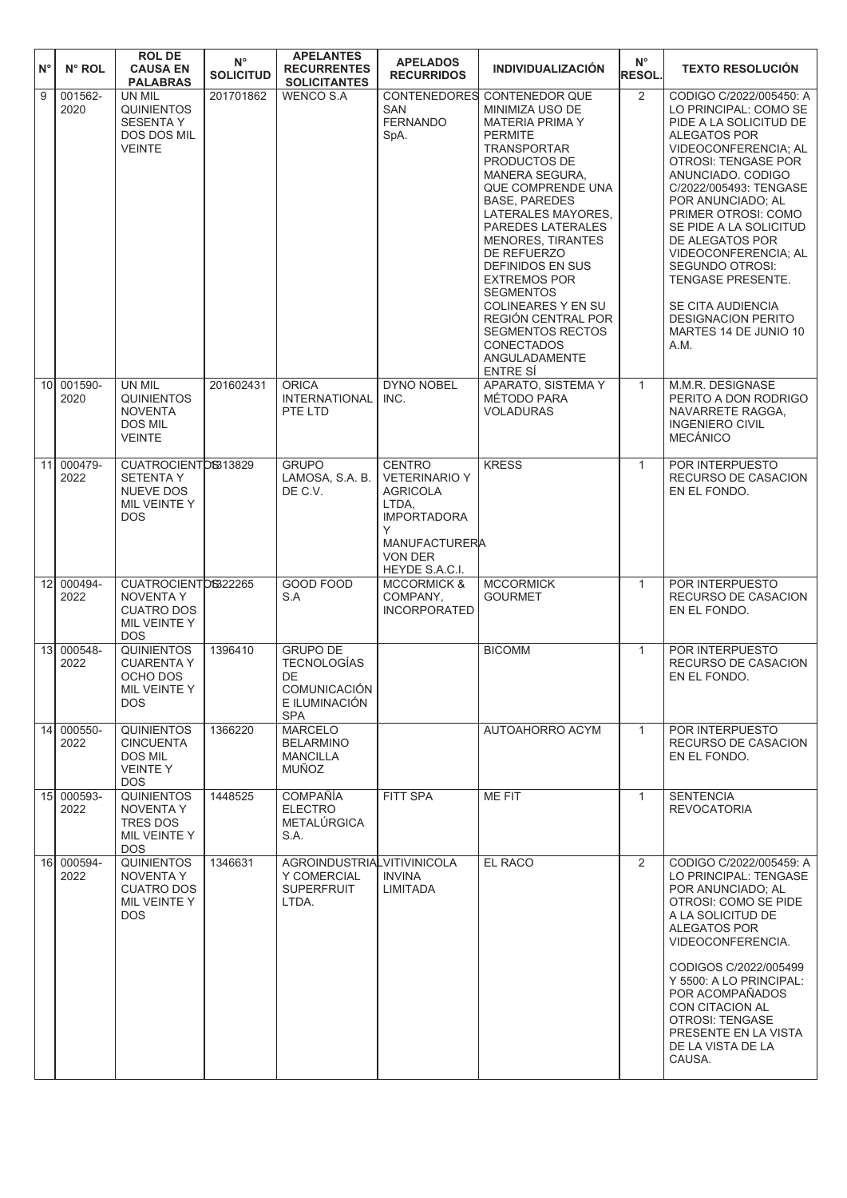| N° | N° ROL | ROL DE CAUSA EN PALABRAS | N° SOLICITUD | APELANTES RECURRENTES SOLICITANTES | APELADOS RECURRIDOS | INDIVIDUALIZACIÓN | N° RESOL. | TEXTO RESOLUCIÓN |
|---|---|---|---|---|---|---|---|---|
| 9 | 001562-2020 | UN MIL QUINIENTOS SESENTA Y DOS DOS MIL VEINTE | 201701862 | WENCO S.A | CONTENEDORES SAN FERNANDO SpA. | CONTENEDOR QUE MINIMIZA USO DE MATERIA PRIMA Y PERMITE TRANSPORTAR PRODUCTOS DE MANERA SEGURA, QUE COMPRENDE UNA BASE, PAREDES LATERALES MAYORES, PAREDES LATERALES MENORES, TIRANTES DE REFUERZO DEFINIDOS EN SUS EXTREMOS POR SEGMENTOS COLINEARES Y EN SU REGIÓN CENTRAL POR SEGMENTOS RECTOS CONECTADOS ANGULADAMENTE ENTRE SÍ | 2 | CODIGO C/2022/005450: A LO PRINCIPAL: COMO SE PIDE A LA SOLICITUD DE ALEGATOS POR VIDEOCONFERENCIA; AL OTROSI: TENGASE POR ANUNCIADO. CODIGO C/2022/005493: TENGASE POR ANUNCIADO; AL PRIMER OTROSI: COMO SE PIDE A LA SOLICITUD DE ALEGATOS POR VIDEOCONFERENCIA; AL SEGUNDO OTROSI: TENGASE PRESENTE. SE CITA AUDIENCIA DESIGNACION PERITO MARTES 14 DE JUNIO 10 A.M. |
| 10 | 001590-2020 | UN MIL QUINIENTOS NOVENTA DOS MIL VEINTE | 201602431 | ORICA INTERNATIONAL PTE LTD | DYNO NOBEL INC. | APARATO, SISTEMA Y MÉTODO PARA VOLADURAS | 1 | M.M.R. DESIGNASE PERITO A DON RODRIGO NAVARRETE RAGGA, INGENIERO CIVIL MECÁNICO |
| 11 | 000479-2022 | CUATROCIENTOS SETENTA Y NUEVE DOS MIL VEINTE Y DOS | 1313829 | GRUPO LAMOSA, S.A. B. DE C.V. | CENTRO VETERINARIO Y AGRICOLA LTDA, IMPORTADORA Y MANUFACTURERA VON DER HEYDE S.A.C.I. | KRESS | 1 | POR INTERPUESTO RECURSO DE CASACION EN EL FONDO. |
| 12 | 000494-2022 | CUATROCIENTOS NOVENTA Y CUATRO DOS MIL VEINTE Y DOS | 1322265 | GOOD FOOD S.A | MCCORMICK & COMPANY, INCORPORATED | MCCORMICK GOURMET | 1 | POR INTERPUESTO RECURSO DE CASACION EN EL FONDO. |
| 13 | 000548-2022 | QUINIENTOS CUARENTA Y OCHO DOS MIL VEINTE Y DOS | 1396410 | GRUPO DE TECNOLOGÍAS DE COMUNICACIÓN E ILUMINACIÓN SPA | | BICOMM | 1 | POR INTERPUESTO RECURSO DE CASACION EN EL FONDO. |
| 14 | 000550-2022 | QUINIENTOS CINCUENTA DOS MIL VEINTE Y DOS | 1366220 | MARCELO BELARMINO MANCILLA MUÑOZ | | AUTOAHORRO ACYM | 1 | POR INTERPUESTO RECURSO DE CASACION EN EL FONDO. |
| 15 | 000593-2022 | QUINIENTOS NOVENTA Y TRES DOS MIL VEINTE Y DOS | 1448525 | COMPAÑÍA ELECTRO METALÚRGICA S.A. | FITT SPA | ME FIT | 1 | SENTENCIA REVOCATORIA |
| 16 | 000594-2022 | QUINIENTOS NOVENTA Y CUATRO DOS MIL VEINTE Y DOS | 1346631 | AGROINDUSTRIAL Y COMERCIAL SUPERFRUIT LTDA. | VITIVINICOLA INVINA LIMITADA | EL RACO | 2 | CODIGO C/2022/005459: A LO PRINCIPAL: TENGASE POR ANUNCIADO; AL OTROSI: COMO SE PIDE A LA SOLICITUD DE ALEGATOS POR VIDEOCONFERENCIA. CODIGOS C/2022/005499 Y 5500: A LO PRINCIPAL: POR ACOMPAÑADOS CON CITACION AL OTROSI: TENGASE PRESENTE EN LA VISTA DE LA VISTA DE LA CAUSA. |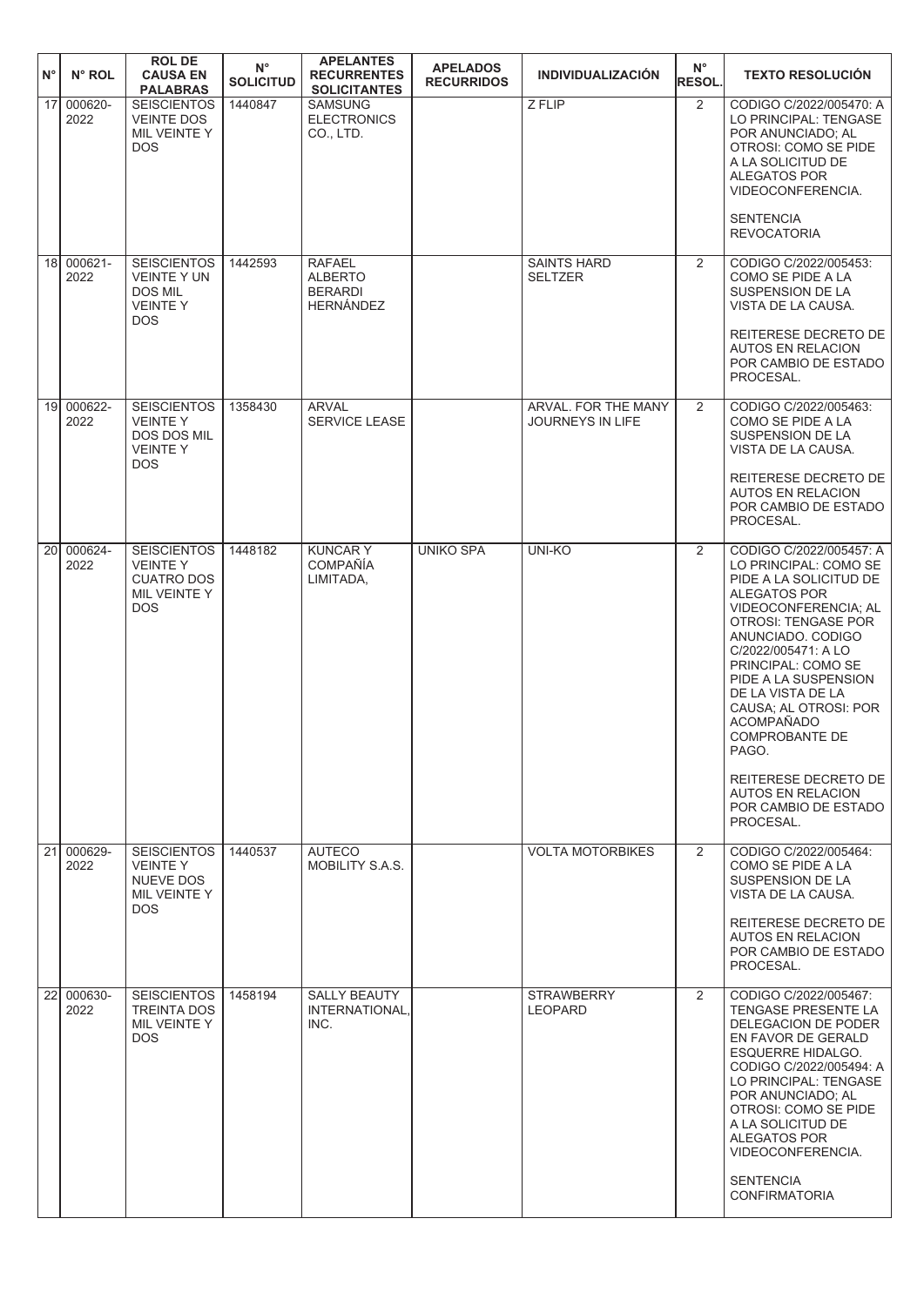| N° | N° ROL | ROL DE CAUSA EN PALABRAS | N° SOLICITUD | APELANTES RECURRENTES SOLICITANTES | APELADOS RECURRIDOS | INDIVIDUALIZACIÓN | N° RESOL. | TEXTO RESOLUCIÓN |
|---|---|---|---|---|---|---|---|---|
| 17 | 000620-2022 | SEISCIENTOS VEINTE DOS MIL VEINTE Y DOS | 1440847 | SAMSUNG ELECTRONICS CO., LTD. | | Z FLIP | 2 | CODIGO C/2022/005470: A LO PRINCIPAL: TENGASE POR ANUNCIADO; AL OTROSI: COMO SE PIDE A LA SOLICITUD DE ALEGATOS POR VIDEOCONFERENCIA. SENTENCIA REVOCATORIA |
| 18 | 000621-2022 | SEISCIENTOS VEINTE Y UN DOS MIL VEINTE Y DOS | 1442593 | RAFAEL ALBERTO BERARDI HERNÁNDEZ | | SAINTS HARD SELTZER | 2 | CODIGO C/2022/005453: COMO SE PIDE A LA SUSPENSION DE LA VISTA DE LA CAUSA. REITERESE DECRETO DE AUTOS EN RELACION POR CAMBIO DE ESTADO PROCESAL. |
| 19 | 000622-2022 | SEISCIENTOS VEINTE Y DOS DOS MIL VEINTE Y DOS | 1358430 | ARVAL SERVICE LEASE | | ARVAL. FOR THE MANY JOURNEYS IN LIFE | 2 | CODIGO C/2022/005463: COMO SE PIDE A LA SUSPENSION DE LA VISTA DE LA CAUSA. REITERESE DECRETO DE AUTOS EN RELACION POR CAMBIO DE ESTADO PROCESAL. |
| 20 | 000624-2022 | SEISCIENTOS VEINTE Y CUATRO DOS MIL VEINTE Y DOS | 1448182 | KUNCAR Y COMPAÑÍA LIMITADA, | UNIKO SPA | UNI-KO | 2 | CODIGO C/2022/005457: A LO PRINCIPAL: COMO SE PIDE A LA SOLICITUD DE ALEGATOS POR VIDEOCONFERENCIA; AL OTROSI: TENGASE POR ANUNCIADO. CODIGO C/2022/005471: A LO PRINCIPAL: COMO SE PIDE A LA SUSPENSION DE LA VISTA DE LA CAUSA; AL OTROSI: POR ACOMPAÑADO COMPROBANTE DE PAGO. REITERESE DECRETO DE AUTOS EN RELACION POR CAMBIO DE ESTADO PROCESAL. |
| 21 | 000629-2022 | SEISCIENTOS VEINTE Y NUEVE DOS MIL VEINTE Y DOS | 1440537 | AUTECO MOBILITY S.A.S. | | VOLTA MOTORBIKES | 2 | CODIGO C/2022/005464: COMO SE PIDE A LA SUSPENSION DE LA VISTA DE LA CAUSA. REITERESE DECRETO DE AUTOS EN RELACION POR CAMBIO DE ESTADO PROCESAL. |
| 22 | 000630-2022 | SEISCIENTOS TREINTA DOS MIL VEINTE Y DOS | 1458194 | SALLY BEAUTY INTERNATIONAL, INC. | | STRAWBERRY LEOPARD | 2 | CODIGO C/2022/005467: TENGASE PRESENTE LA DELEGACION DE PODER EN FAVOR DE GERALD ESQUERRE HIDALGO. CODIGO C/2022/005494: A LO PRINCIPAL: TENGASE POR ANUNCIADO; AL OTROSI: COMO SE PIDE A LA SOLICITUD DE ALEGATOS POR VIDEOCONFERENCIA. SENTENCIA CONFIRMATORIA |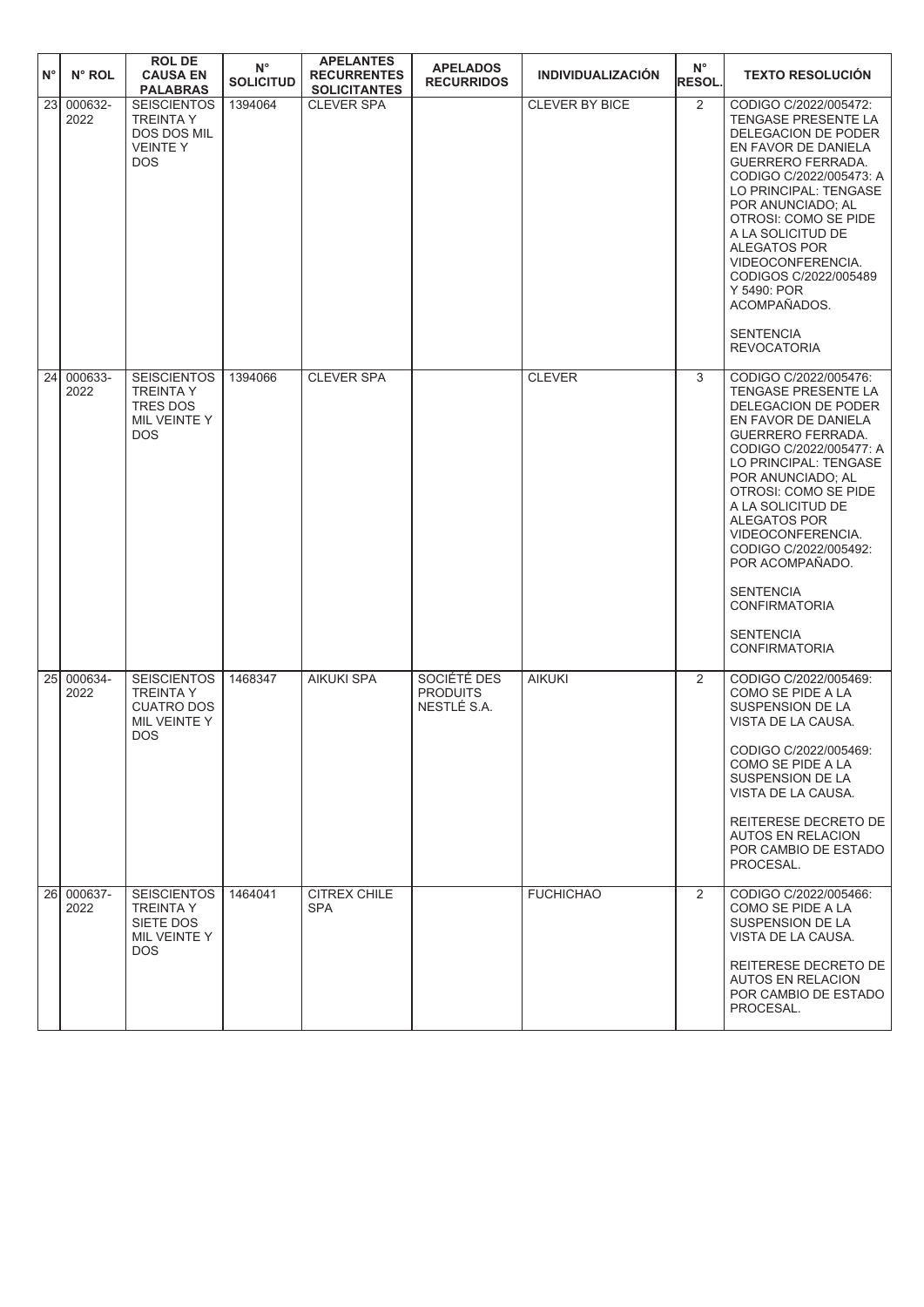| N° | N° ROL | ROL DE CAUSA EN PALABRAS | N° SOLICITUD | APELANTES RECURRENTES SOLICITANTES | APELADOS RECURRIDOS | INDIVIDUALIZACIÓN | N° RESOL. | TEXTO RESOLUCIÓN |
|---|---|---|---|---|---|---|---|---|
| 23 | 000632-2022 | SEISCIENTOS TREINTA Y DOS DOS MIL VEINTE Y DOS | 1394064 | CLEVER SPA | | CLEVER BY BICE | 2 | CODIGO C/2022/005472: TENGASE PRESENTE LA DELEGACION DE PODER EN FAVOR DE DANIELA GUERRERO FERRADA. CODIGO C/2022/005473: A LO PRINCIPAL: TENGASE POR ANUNCIADO; AL OTROSI: COMO SE PIDE A LA SOLICITUD DE ALEGATOS POR VIDEOCONFERENCIA. CODIGOS C/2022/005489 Y 5490: POR ACOMPAÑADOS.<br><br>SENTENCIA REVOCATORIA |
| 24 | 000633-2022 | SEISCIENTOS TREINTA Y TRES DOS MIL VEINTE Y DOS | 1394066 | CLEVER SPA | | CLEVER | 3 | CODIGO C/2022/005476: TENGASE PRESENTE LA DELEGACION DE PODER EN FAVOR DE DANIELA GUERRERO FERRADA. CODIGO C/2022/005477: A LO PRINCIPAL: TENGASE POR ANUNCIADO; AL OTROSI: COMO SE PIDE A LA SOLICITUD DE ALEGATOS POR VIDEOCONFERENCIA. CODIGO C/2022/005492: POR ACOMPAÑADO.<br><br>SENTENCIA CONFIRMATORIA<br><br>SENTENCIA CONFIRMATORIA |
| 25 | 000634-2022 | SEISCIENTOS TREINTA Y CUATRO DOS MIL VEINTE Y DOS | 1468347 | AIKUKI SPA | SOCIÉTÉ DES PRODUITS NESTLÉ S.A. | AIKUKI | 2 | CODIGO C/2022/005469: COMO SE PIDE A LA SUSPENSION DE LA VISTA DE LA CAUSA.<br><br>CODIGO C/2022/005469: COMO SE PIDE A LA SUSPENSION DE LA VISTA DE LA CAUSA.<br><br>REITERESE DECRETO DE AUTOS EN RELACION POR CAMBIO DE ESTADO PROCESAL. |
| 26 | 000637-2022 | SEISCIENTOS TREINTA Y SIETE DOS MIL VEINTE Y DOS | 1464041 | CITREX CHILE SPA | | FUCHICHAO | 2 | CODIGO C/2022/005466: COMO SE PIDE A LA SUSPENSION DE LA VISTA DE LA CAUSA.<br><br>REITERESE DECRETO DE AUTOS EN RELACION POR CAMBIO DE ESTADO PROCESAL. |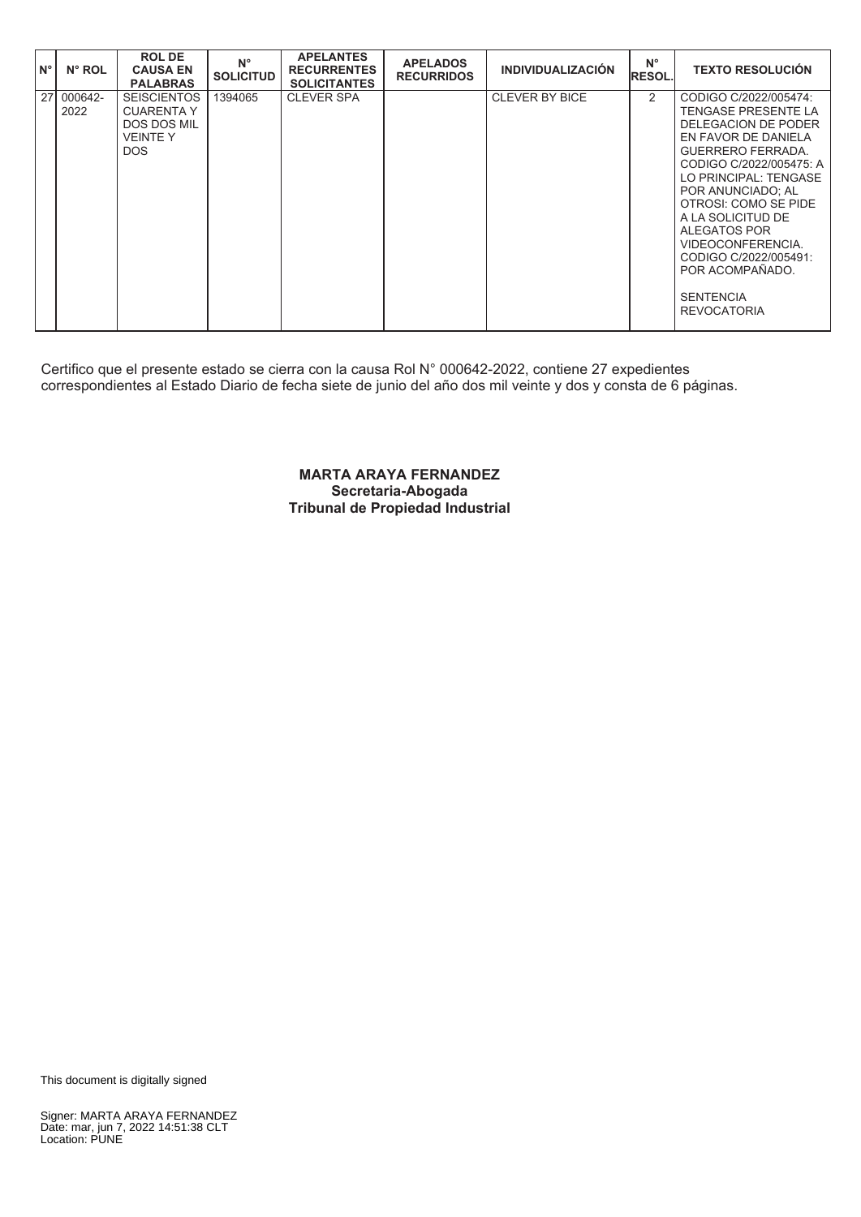| N° | N° ROL | ROL DE CAUSA EN PALABRAS | N° SOLICITUD | APELANTES RECURRENTES SOLICITANTES | APELADOS RECURRIDOS | INDIVIDUALIZACIÓN | N° RESOL. | TEXTO RESOLUCIÓN |
|---|---|---|---|---|---|---|---|---|
| 27 | 000642-2022 | SEISCIENTOS CUARENTA Y DOS DOS MIL VEINTE Y DOS | 1394065 | CLEVER SPA | | CLEVER BY BICE | 2 | CODIGO C/2022/005474: TENGASE PRESENTE LA DELEGACION DE PODER EN FAVOR DE DANIELA GUERRERO FERRADA. CODIGO C/2022/005475: A LO PRINCIPAL: TENGASE POR ANUNCIADO; AL OTROSI: COMO SE PIDE A LA SOLICITUD DE ALEGATOS POR VIDEOCONFERENCIA. CODIGO C/2022/005491: POR ACOMPAÑADO. SENTENCIA REVOCATORIA |

Certifico que el presente estado se cierra con la causa Rol N° 000642-2022, contiene 27 expedientes correspondientes al Estado Diario de fecha siete de junio del año dos mil veinte y dos y consta de 6 páginas.

**MARTA ARAYA FERNANDEZ**
**Secretaria-Abogada**
**Tribunal de Propiedad Industrial**

This document is digitally signed

Signer: MARTA ARAYA FERNANDEZ
Date: mar, jun 7, 2022 14:51:38 CLT
Location: PUNE